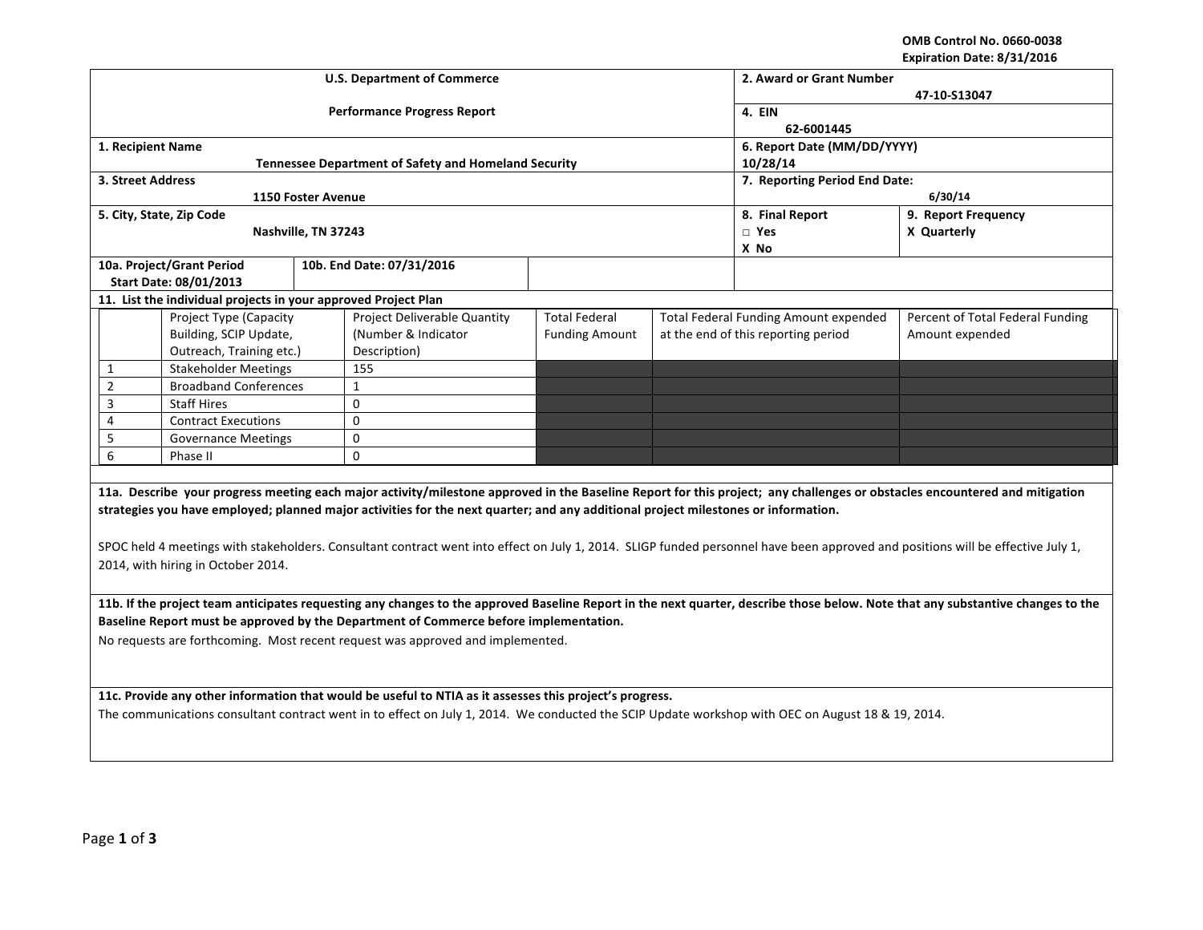OMB Control No. 0660-0038
Expiration Date: 8/31/2016

| U.S. Department of Commerce<br>Performance Progress Report | 2. Award or Grant Number<br>47-10-S13047 |
|---|---|
| | 4. EIN<br>62-6001445 |
| 1. Recipient Name<br>Tennessee Department of Safety and Homeland Security | 6. Report Date (MM/DD/YYYY)<br>10/28/14 |
| 3. Street Address<br>1150 Foster Avenue | 7. Reporting Period End Date:<br>6/30/14 |
| 5. City, State, Zip Code<br>Nashville, TN 37243 | 8. Final Report<br>□ Yes<br>X No |
| | 9. Report Frequency<br>X Quarterly |
| 10a. Project/Grant Period Start Date: 08/01/2013 | 10b. End Date: 07/31/2016 |

**11. List the individual projects in your approved Project Plan**

| | Project Type (Capacity Building, SCIP Update, Outreach, Training etc.) | Project Deliverable Quantity (Number & Indicator Description) | Total Federal Funding Amount | Total Federal Funding Amount expended at the end of this reporting period | Percent of Total Federal Funding Amount expended |
|---|---|---|---|---|---|
| 1 | Stakeholder Meetings | 155 | | | |
| 2 | Broadband Conferences | 1 | | | |
| 3 | Staff Hires | 0 | | | |
| 4 | Contract Executions | 0 | | | |
| 5 | Governance Meetings | 0 | | | |
| 6 | Phase II | 0 | | | |

**11a. Describe your progress meeting each major activity/milestone approved in the Baseline Report for this project; any challenges or obstacles encountered and mitigation strategies you have employed; planned major activities for the next quarter; and any additional project milestones or information.**

SPOC held 4 meetings with stakeholders. Consultant contract went into effect on July 1, 2014. SLIGP funded personnel have been approved and positions will be effective July 1, 2014, with hiring in October 2014.

**11b. If the project team anticipates requesting any changes to the approved Baseline Report in the next quarter, describe those below. Note that any substantive changes to the Baseline Report must be approved by the Department of Commerce before implementation.**

No requests are forthcoming. Most recent request was approved and implemented.

**11c. Provide any other information that would be useful to NTIA as it assesses this project's progress.**

The communications consultant contract went in to effect on July 1, 2014. We conducted the SCIP Update workshop with OEC on August 18 & 19, 2014.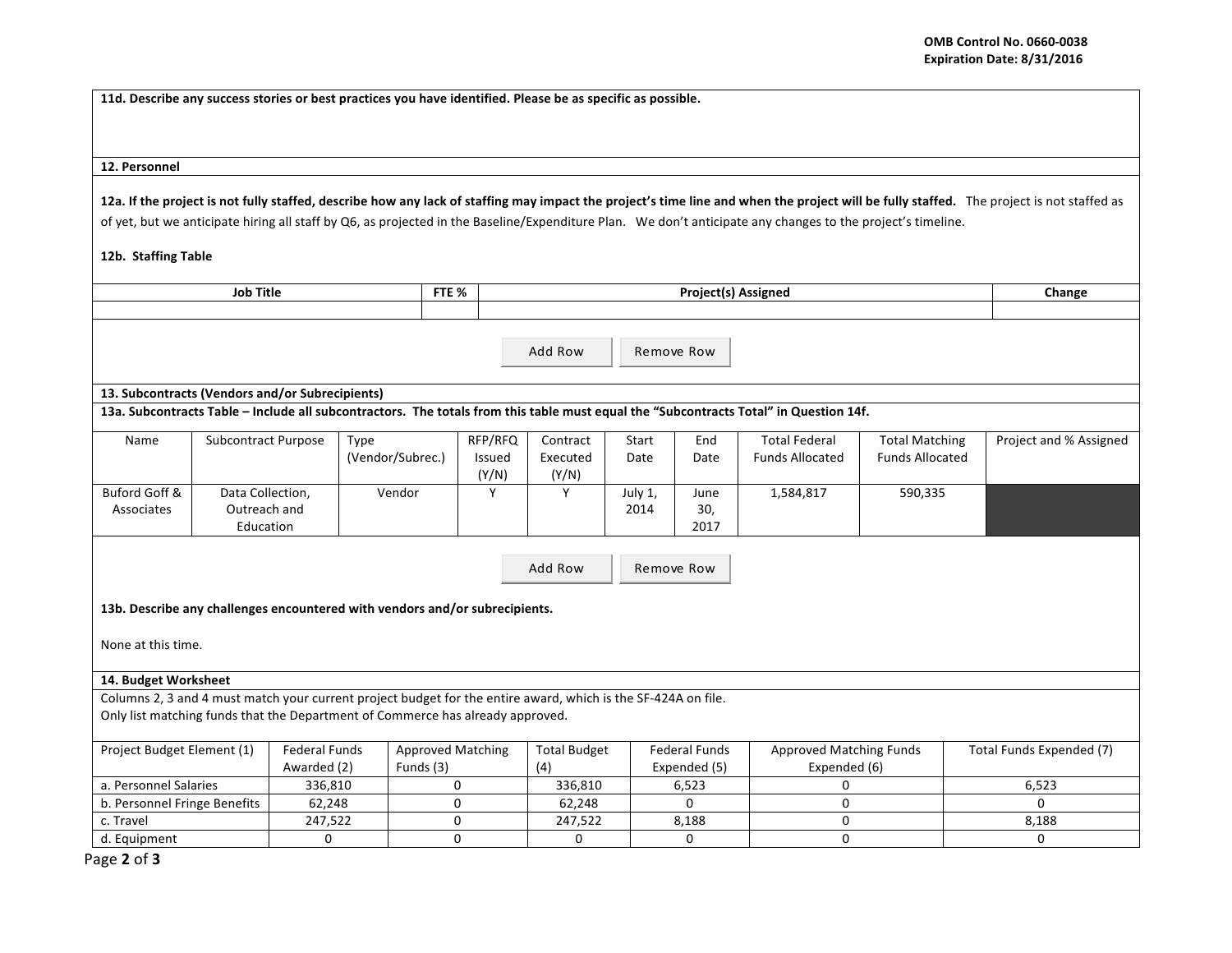**11d. Describe any success stories or best practices you have identified. Please be as specific as possible.**

**12. Personnel**

**12a. If the project is not fully staffed, describe how any lack of staffing may impact the project's time line and when the project will be fully staffed.** The project is not staffed as of yet, but we anticipate hiring all staff by Q6, as projected in the Baseline/Expenditure Plan. We don't anticipate any changes to the project's timeline.

**12b. Staffing Table**

| Job Title | FTE % | Project(s) Assigned | Change |
|---|---|---|---|
| | | | |

Add Row | Remove Row

**13. Subcontracts (Vendors and/or Subrecipients)**

**13a. Subcontracts Table – Include all subcontractors. The totals from this table must equal the "Subcontracts Total" in Question 14f.**

| Name | Subcontract Purpose | Type (Vendor/Subrec.) | RFP/RFQ Issued (Y/N) | Contract Executed (Y/N) | Start Date | End Date | Total Federal Funds Allocated | Total Matching Funds Allocated | Project and % Assigned |
|---|---|---|---|---|---|---|---|---|---|
| Buford Goff & Associates | Data Collection, Outreach and Education | Vendor | Y | Y | July 1, 2014 | June 30, 2017 | 1,584,817 | 590,335 | |

Add Row | Remove Row

**13b. Describe any challenges encountered with vendors and/or subrecipients.**

None at this time.

**14. Budget Worksheet**

Columns 2, 3 and 4 must match your current project budget for the entire award, which is the SF-424A on file.
Only list matching funds that the Department of Commerce has already approved.

| Project Budget Element (1) | Federal Funds Awarded (2) | Approved Matching Funds (3) | Total Budget (4) | Federal Funds Expended (5) | Approved Matching Funds Expended (6) | Total Funds Expended (7) |
|---|---|---|---|---|---|---|
| a. Personnel Salaries | 336,810 | 0 | 336,810 | 6,523 | 0 | 6,523 |
| b. Personnel Fringe Benefits | 62,248 | 0 | 62,248 | 0 | 0 | 0 |
| c. Travel | 247,522 | 0 | 247,522 | 8,188 | 0 | 8,188 |
| d. Equipment | 0 | 0 | 0 | 0 | 0 | 0 |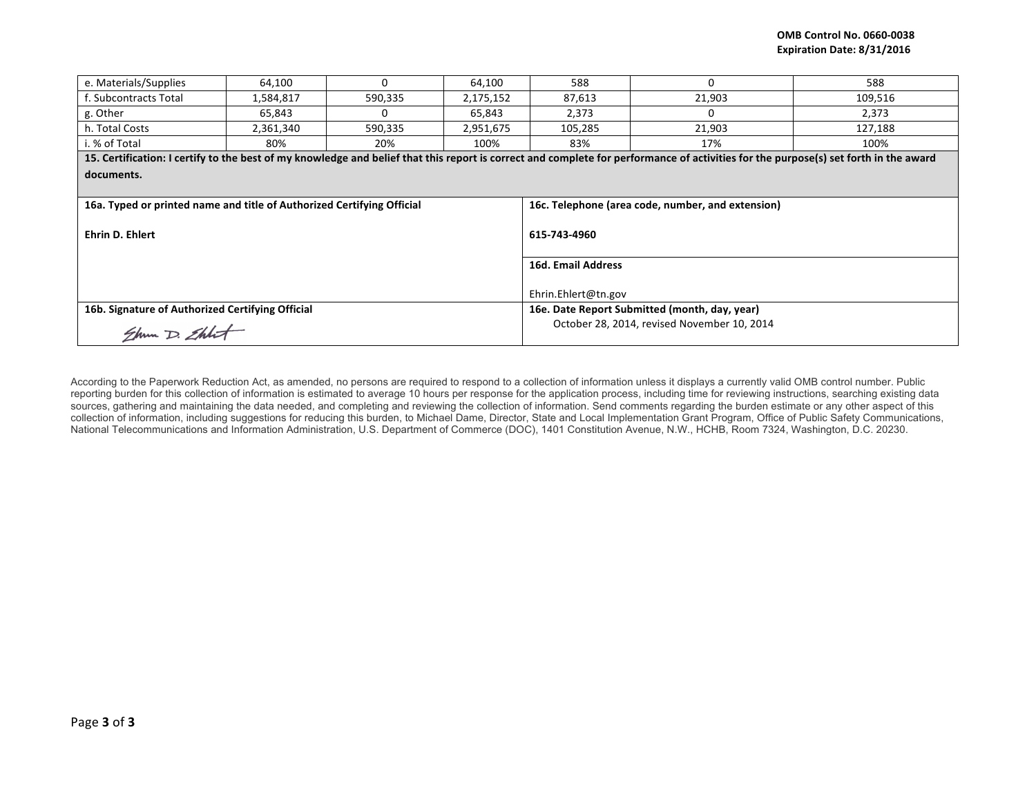| | | | | | | |
|---|---|---|---|---|---|---|
| e. Materials/Supplies | 64,100 | 0 | 64,100 | 588 | 0 | 588 |
| f. Subcontracts Total | 1,584,817 | 590,335 | 2,175,152 | 87,613 | 21,903 | 109,516 |
| g. Other | 65,843 | 0 | 65,843 | 2,373 | 0 | 2,373 |
| h. Total Costs | 2,361,340 | 590,335 | 2,951,675 | 105,285 | 21,903 | 127,188 |
| i. % of Total | 80% | 20% | 100% | 83% | 17% | 100% |

**15. Certification: I certify to the best of my knowledge and belief that this report is correct and complete for performance of activities for the purpose(s) set forth in the award documents.**

| | |
|---|---|
| **16a. Typed or printed name and title of Authorized Certifying Official**<br><br>**Ehrin D. Ehlert** | **16c. Telephone (area code, number, and extension)**<br><br>**615-743-4960** |
| | **16d. Email Address**<br><br>Ehrin.Ehlert@tn.gov |
| **16b. Signature of Authorized Certifying Official**<br><br>Ehrin D. Ehlert | **16e. Date Report Submitted (month, day, year)**<br>October 28, 2014, revised November 10, 2014 |

According to the Paperwork Reduction Act, as amended, no persons are required to respond to a collection of information unless it displays a currently valid OMB control number. Public reporting burden for this collection of information is estimated to average 10 hours per response for the application process, including time for reviewing instructions, searching existing data sources, gathering and maintaining the data needed, and completing and reviewing the collection of information. Send comments regarding the burden estimate or any other aspect of this collection of information, including suggestions for reducing this burden, to Michael Dame, Director, State and Local Implementation Grant Program, Office of Public Safety Communications, National Telecommunications and Information Administration, U.S. Department of Commerce (DOC), 1401 Constitution Avenue, N.W., HCHB, Room 7324, Washington, D.C. 20230.